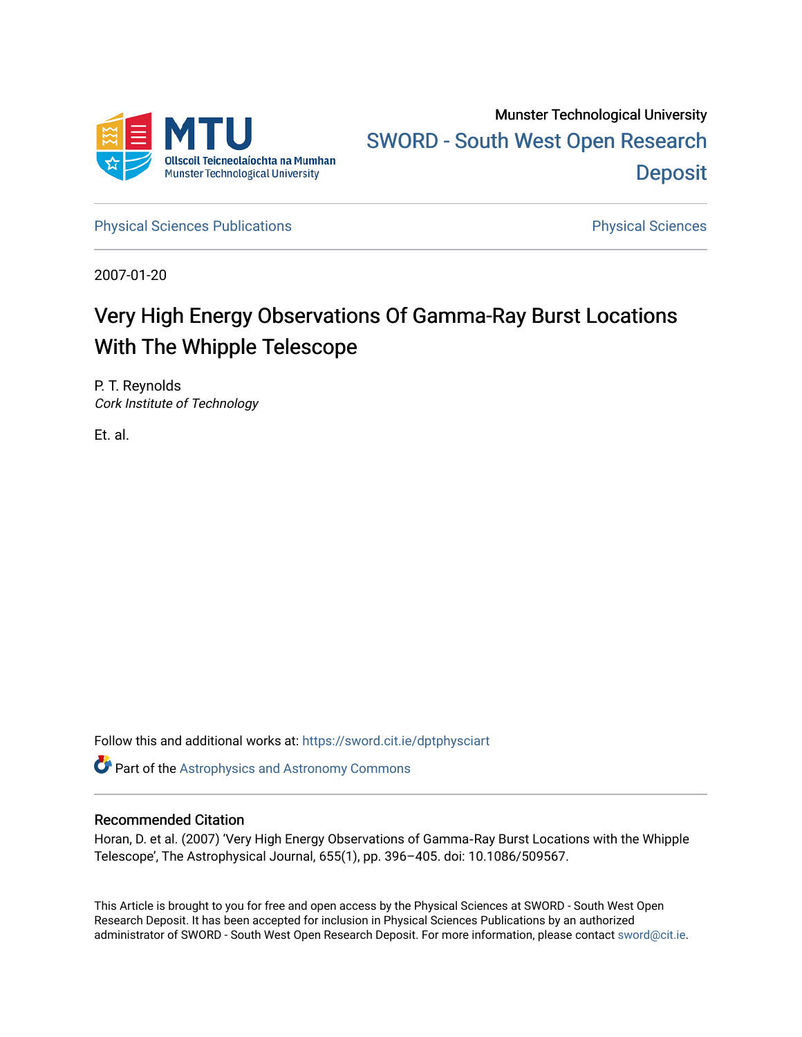Munster Technological University

SWORD - South West Open Research Deposit

Physical Sciences Publications

Physical Sciences

2007-01-20

# Very High Energy Observations Of Gamma-Ray Burst Locations With The Whipple Telescope

P. T. Reynolds
*Cork Institute of Technology*

Et. al.

Follow this and additional works at: https://sword.cit.ie/dptphysciart

Part of the Astrophysics and Astronomy Commons

## Recommended Citation

Horan, D. et al. (2007) 'Very High Energy Observations of Gamma-Ray Burst Locations with the Whipple Telescope', The Astrophysical Journal, 655(1), pp. 396–405. doi: 10.1086/509567.

This Article is brought to you for free and open access by the Physical Sciences at SWORD - South West Open Research Deposit. It has been accepted for inclusion in Physical Sciences Publications by an authorized administrator of SWORD - South West Open Research Deposit. For more information, please contact sword@cit.ie.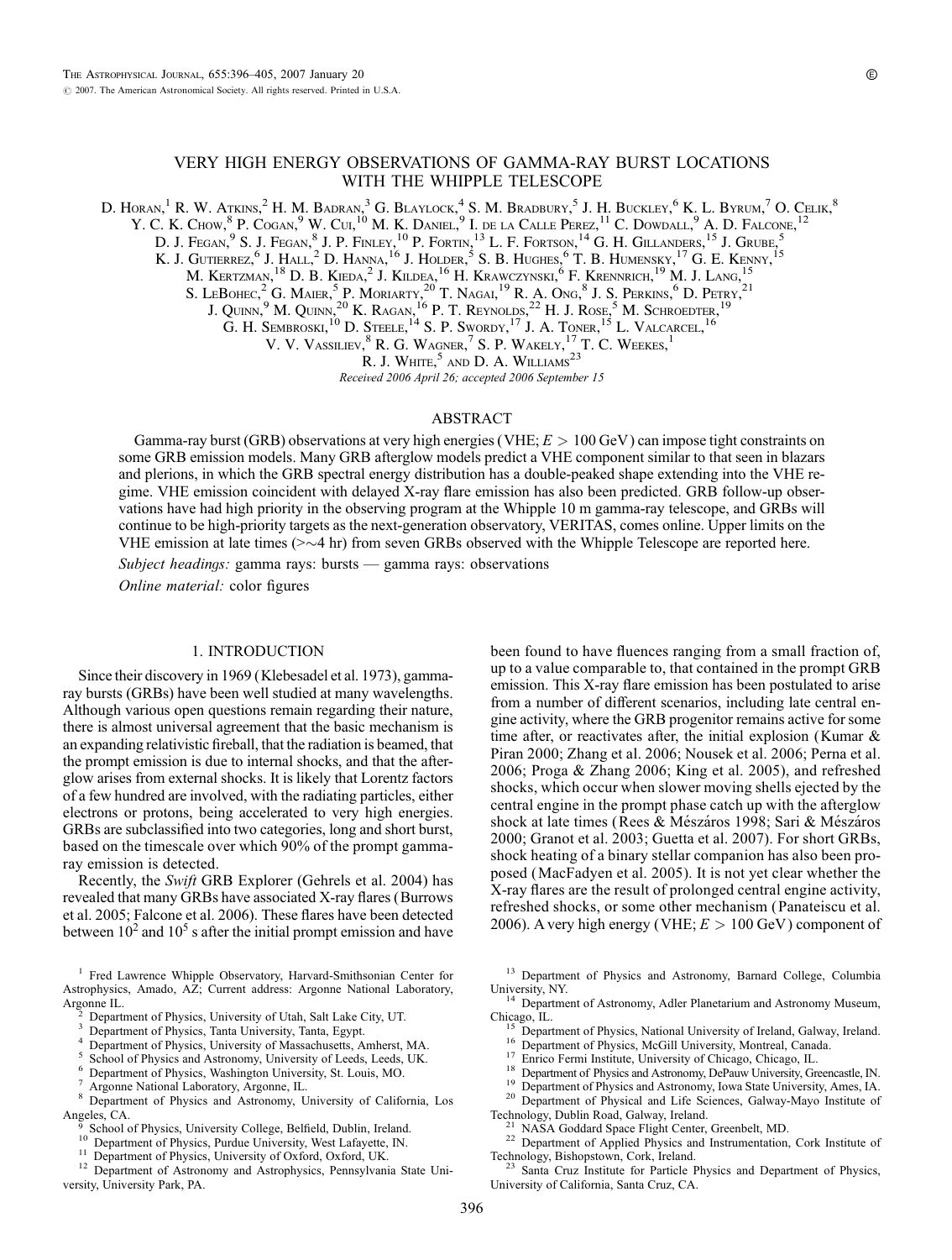# VERY HIGH ENERGY OBSERVATIONS OF GAMMA-RAY BURST LOCATIONS WITH THE WHIPPLE TELESCOPE

D. Horan,[1] R. W. Atkins,[2] H. M. Badran,[3] G. Blaylock,[4] S. M. Bradbury,[5] J. H. Buckley,[6] K. L. Byrum,[7] O. Celik,[8] Y. C. K. Chow,[8] P. Cogan,[9] W. Cui,[10] M. K. Daniel,[9] I. de la Calle Perez,[11] C. Dowdall,[9] A. D. Falcone,[12] D. J. Fegan,[9] S. J. Fegan,[8] J. P. Finley,[10] P. Fortin,[13] L. F. Fortson,[14] G. H. Gillanders,[15] J. Grube,[5] K. J. Gutierrez,[6] J. Hall,[2] D. Hanna,[16] J. Holder,[5] S. B. Hughes,[6] T. B. Humensky,[17] G. E. Kenny,[15] M. Kertzman,[18] D. B. Kieda,[2] J. Kildea,[16] H. Krawczynski,[6] F. Krennrich,[19] M. J. Lang,[15] S. LeBohec,[2] G. Maier,[5] P. Moriarty,[20] T. Nagai,[19] R. A. Ong,[8] J. S. Perkins,[6] D. Petry,[21] J. Quinn,[9] M. Quinn,[20] K. Ragan,[16] P. T. Reynolds,[22] H. J. Rose,[5] M. Schroedter,[19] G. H. Sembroski,[10] D. Steele,[14] S. P. Swordy,[17] J. A. Toner,[15] L. Valcarcel,[16] V. V. Vassiliev,[8] R. G. Wagner,[7] S. P. Wakely,[17] T. C. Weekes,[1] R. J. White,[5] and D. A. Williams[23]

*Received 2006 April 26; accepted 2006 September 15*

## ABSTRACT

Gamma-ray burst (GRB) observations at very high energies (VHE; $E > 100$ GeV) can impose tight constraints on some GRB emission models. Many GRB afterglow models predict a VHE component similar to that seen in blazars and plerions, in which the GRB spectral energy distribution has a double-peaked shape extending into the VHE regime. VHE emission coincident with delayed X-ray flare emission has also been predicted. GRB follow-up observations have had high priority in the observing program at the Whipple 10 m gamma-ray telescope, and GRBs will continue to be high-priority targets as the next-generation observatory, VERITAS, comes online. Upper limits on the VHE emission at late times (>~4 hr) from seven GRBs observed with the Whipple Telescope are reported here.

*Subject headings:* gamma rays: bursts — gamma rays: observations

*Online material:* color figures

## 1. INTRODUCTION

Since their discovery in 1969 (Klebesadel et al. 1973), gamma-ray bursts (GRBs) have been well studied at many wavelengths. Although various open questions remain regarding their nature, there is almost universal agreement that the basic mechanism is an expanding relativistic fireball, that the radiation is beamed, that the prompt emission is due to internal shocks, and that the afterglow arises from external shocks. It is likely that Lorentz factors of a few hundred are involved, with the radiating particles, either electrons or protons, being accelerated to very high energies. GRBs are subclassified into two categories, long and short burst, based on the timescale over which 90% of the prompt gamma-ray emission is detected.

Recently, the *Swift* GRB Explorer (Gehrels et al. 2004) has revealed that many GRBs have associated X-ray flares (Burrows et al. 2005; Falcone et al. 2006). These flares have been detected between $10^2$ and $10^5$ s after the initial prompt emission and have been found to have fluences ranging from a small fraction of, up to a value comparable to, that contained in the prompt GRB emission. This X-ray flare emission has been postulated to arise from a number of different scenarios, including late central engine activity, where the GRB progenitor remains active for some time after, or reactivates after, the initial explosion (Kumar & Piran 2000; Zhang et al. 2006; Nousek et al. 2006; Perna et al. 2006; Proga & Zhang 2006; King et al. 2005), and refreshed shocks, which occur when slower moving shells ejected by the central engine in the prompt phase catch up with the afterglow shock at late times (Rees & Mészáros 1998; Sari & Mészáros 2000; Granot et al. 2003; Guetta et al. 2007). For short GRBs, shock heating of a binary stellar companion has also been proposed (MacFadyen et al. 2005). It is not yet clear whether the X-ray flares are the result of prolonged central engine activity, refreshed shocks, or some other mechanism (Panateiscu et al. 2006). A very high energy (VHE; $E > 100$ GeV) component of

[1] Fred Lawrence Whipple Observatory, Harvard-Smithsonian Center for Astrophysics, Amado, AZ; Current address: Argonne National Laboratory, Argonne IL.
[2] Department of Physics, University of Utah, Salt Lake City, UT.
[3] Department of Physics, Tanta University, Tanta, Egypt.
[4] Department of Physics, University of Massachusetts, Amherst, MA.
[5] School of Physics and Astronomy, University of Leeds, Leeds, UK.
[6] Department of Physics, Washington University, St. Louis, MO.
[7] Argonne National Laboratory, Argonne, IL.
[8] Department of Physics and Astronomy, University of California, Los Angeles, CA.
[9] School of Physics, University College, Belfield, Dublin, Ireland.
[10] Department of Physics, Purdue University, West Lafayette, IN.
[11] Department of Physics, University of Oxford, Oxford, UK.
[12] Department of Astronomy and Astrophysics, Pennsylvania State University, University Park, PA.
[13] Department of Physics and Astronomy, Barnard College, Columbia University, NY.
[14] Department of Astronomy, Adler Planetarium and Astronomy Museum, Chicago, IL.
[15] Department of Physics, National University of Ireland, Galway, Ireland.
[16] Department of Physics, McGill University, Montreal, Canada.
[17] Enrico Fermi Institute, University of Chicago, Chicago, IL.
[18] Department of Physics and Astronomy, DePauw University, Greencastle, IN.
[19] Department of Physics and Astronomy, Iowa State University, Ames, IA.
[20] Department of Physical and Life Sciences, Galway-Mayo Institute of Technology, Dublin Road, Galway, Ireland.
[21] NASA Goddard Space Flight Center, Greenbelt, MD.
[22] Department of Applied Physics and Instrumentation, Cork Institute of Technology, Bishopstown, Cork, Ireland.
[23] Santa Cruz Institute for Particle Physics and Department of Physics, University of California, Santa Cruz, CA.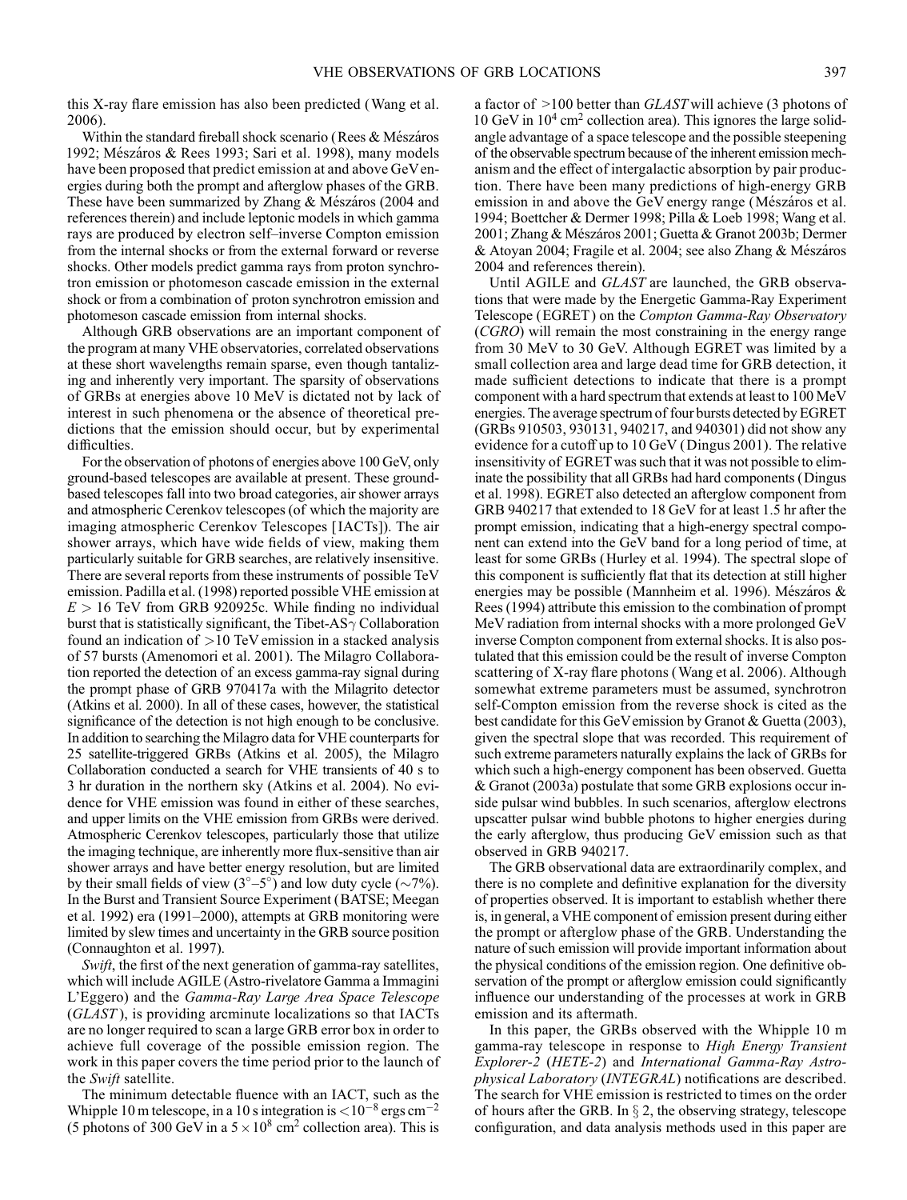this X-ray flare emission has also been predicted (Wang et al. 2006).

Within the standard fireball shock scenario (Rees & Mészáros 1992; Mészáros & Rees 1993; Sari et al. 1998), many models have been proposed that predict emission at and above GeV energies during both the prompt and afterglow phases of the GRB. These have been summarized by Zhang & Mészáros (2004 and references therein) and include leptonic models in which gamma rays are produced by electron self–inverse Compton emission from the internal shocks or from the external forward or reverse shocks. Other models predict gamma rays from proton synchrotron emission or photomeson cascade emission in the external shock or from a combination of proton synchrotron emission and photomeson cascade emission from internal shocks.

Although GRB observations are an important component of the program at many VHE observatories, correlated observations at these short wavelengths remain sparse, even though tantalizing and inherently very important. The sparsity of observations of GRBs at energies above 10 MeV is dictated not by lack of interest in such phenomena or the absence of theoretical predictions that the emission should occur, but by experimental difficulties.

For the observation of photons of energies above 100 GeV, only ground-based telescopes are available at present. These ground-based telescopes fall into two broad categories, air shower arrays and atmospheric Cerenkov telescopes (of which the majority are imaging atmospheric Cerenkov Telescopes [IACTs]). The air shower arrays, which have wide fields of view, making them particularly suitable for GRB searches, are relatively insensitive. There are several reports from these instruments of possible TeV emission. Padilla et al. (1998) reported possible VHE emission at $E > 16$ TeV from GRB 920925c. While finding no individual burst that is statistically significant, the Tibet-AS$\gamma$ Collaboration found an indication of >10 TeV emission in a stacked analysis of 57 bursts (Amenomori et al. 2001). The Milagro Collaboration reported the detection of an excess gamma-ray signal during the prompt phase of GRB 970417a with the Milagrito detector (Atkins et al. 2000). In all of these cases, however, the statistical significance of the detection is not high enough to be conclusive. In addition to searching the Milagro data for VHE counterparts for 25 satellite-triggered GRBs (Atkins et al. 2005), the Milagro Collaboration conducted a search for VHE transients of 40 s to 3 hr duration in the northern sky (Atkins et al. 2004). No evidence for VHE emission was found in either of these searches, and upper limits on the VHE emission from GRBs were derived. Atmospheric Cerenkov telescopes, particularly those that utilize the imaging technique, are inherently more flux-sensitive than air shower arrays and have better energy resolution, but are limited by their small fields of view ($3°$–$5°$) and low duty cycle ($\sim$7%). In the Burst and Transient Source Experiment (BATSE; Meegan et al. 1992) era (1991–2000), attempts at GRB monitoring were limited by slew times and uncertainty in the GRB source position (Connaughton et al. 1997).

*Swift*, the first of the next generation of gamma-ray satellites, which will include AGILE (Astro-rivelatore Gamma a Immagini L'Eggero) and the *Gamma-Ray Large Area Space Telescope* (*GLAST*), is providing arcminute localizations so that IACTs are no longer required to scan a large GRB error box in order to achieve full coverage of the possible emission region. The work in this paper covers the time period prior to the launch of the *Swift* satellite.

The minimum detectable fluence with an IACT, such as the Whipple 10 m telescope, in a 10 s integration is $<10^{-8}$ ergs cm$^{-2}$ (5 photons of 300 GeV in a $5 \times 10^8$ cm$^2$ collection area). This is a factor of >100 better than *GLAST* will achieve (3 photons of 10 GeV in $10^4$ cm$^2$ collection area). This ignores the large solid-angle advantage of a space telescope and the possible steepening of the observable spectrum because of the inherent emission mechanism and the effect of intergalactic absorption by pair production. There have been many predictions of high-energy GRB emission in and above the GeV energy range (Mészáros et al. 1994; Boettcher & Dermer 1998; Pilla & Loeb 1998; Wang et al. 2001; Zhang & Mészáros 2001; Guetta & Granot 2003b; Dermer & Atoyan 2004; Fragile et al. 2004; see also Zhang & Mészáros 2004 and references therein).

Until AGILE and *GLAST* are launched, the GRB observations that were made by the Energetic Gamma-Ray Experiment Telescope (EGRET) on the *Compton Gamma-Ray Observatory* (*CGRO*) will remain the most constraining in the energy range from 30 MeV to 30 GeV. Although EGRET was limited by a small collection area and large dead time for GRB detection, it made sufficient detections to indicate that there is a prompt component with a hard spectrum that extends at least to 100 MeV energies. The average spectrum of four bursts detected by EGRET (GRBs 910503, 930131, 940217, and 940301) did not show any evidence for a cutoff up to 10 GeV (Dingus 2001). The relative insensitivity of EGRET was such that it was not possible to eliminate the possibility that all GRBs had hard components (Dingus et al. 1998). EGRET also detected an afterglow component from GRB 940217 that extended to 18 GeV for at least 1.5 hr after the prompt emission, indicating that a high-energy spectral component can extend into the GeV band for a long period of time, at least for some GRBs (Hurley et al. 1994). The spectral slope of this component is sufficiently flat that its detection at still higher energies may be possible (Mannheim et al. 1996). Mészáros & Rees (1994) attribute this emission to the combination of prompt MeV radiation from internal shocks with a more prolonged GeV inverse Compton component from external shocks. It is also postulated that this emission could be the result of inverse Compton scattering of X-ray flare photons (Wang et al. 2006). Although somewhat extreme parameters must be assumed, synchrotron self-Compton emission from the reverse shock is cited as the best candidate for this GeV emission by Granot & Guetta (2003), given the spectral slope that was recorded. This requirement of such extreme parameters naturally explains the lack of GRBs for which such a high-energy component has been observed. Guetta & Granot (2003a) postulate that some GRB explosions occur inside pulsar wind bubbles. In such scenarios, afterglow electrons upscatter pulsar wind bubble photons to higher energies during the early afterglow, thus producing GeV emission such as that observed in GRB 940217.

The GRB observational data are extraordinarily complex, and there is no complete and definitive explanation for the diversity of properties observed. It is important to establish whether there is, in general, a VHE component of emission present during either the prompt or afterglow phase of the GRB. Understanding the nature of such emission will provide important information about the physical conditions of the emission region. One definitive observation of the prompt or afterglow emission could significantly influence our understanding of the processes at work in GRB emission and its aftermath.

In this paper, the GRBs observed with the Whipple 10 m gamma-ray telescope in response to *High Energy Transient Explorer-2* (*HETE-2*) and *International Gamma-Ray Astrophysical Laboratory* (*INTEGRAL*) notifications are described. The search for VHE emission is restricted to times on the order of hours after the GRB. In § 2, the observing strategy, telescope configuration, and data analysis methods used in this paper are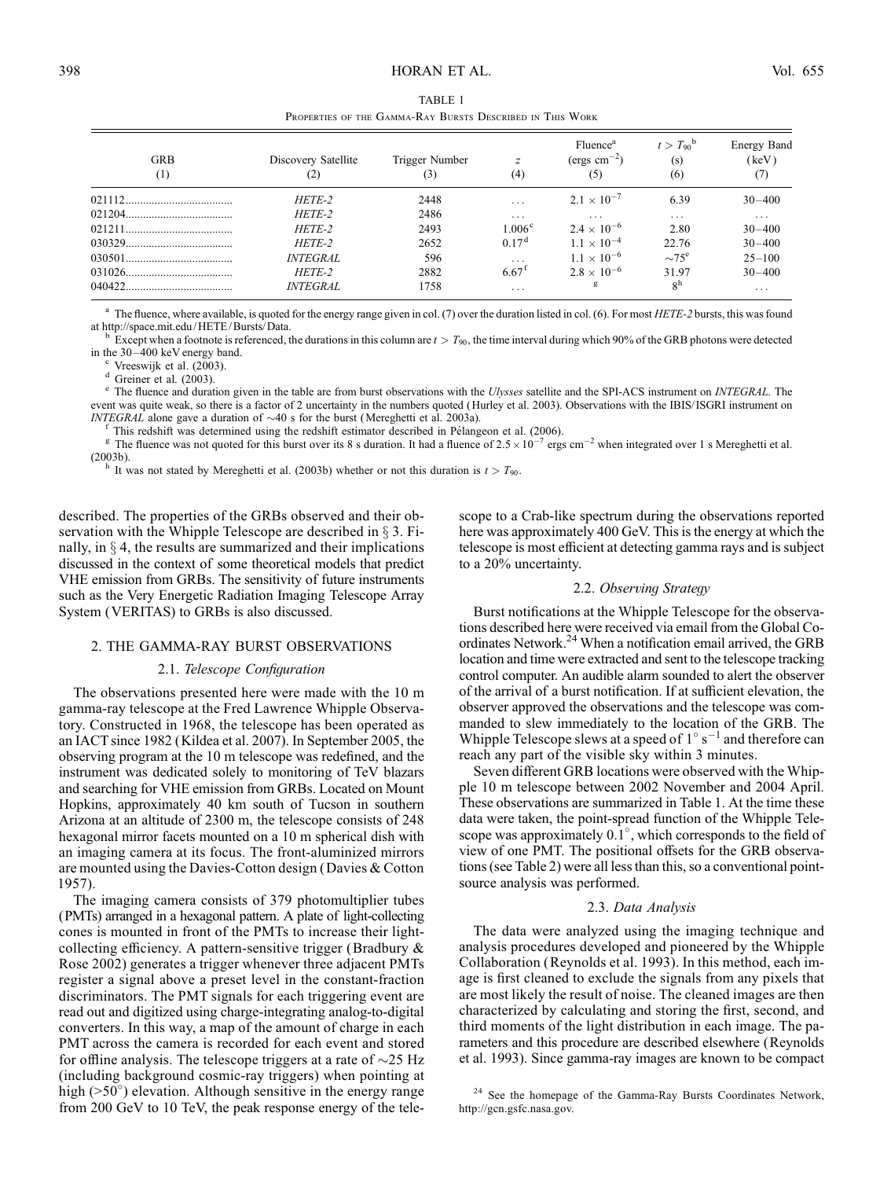TABLE 1

Properties of the Gamma-Ray Bursts Described in This Work

| GRB (1) | Discovery Satellite (2) | Trigger Number (3) | $z$ (4) | Fluence[a] (ergs $cm^{-2}$) (5) | $t > T_{90}$[b] (s) (6) | Energy Band (keV) (7) |
|---|---|---|---|---|---|---|
| 021112 | *HETE-2* | 2448 | ... | $2.1 \times 10^{-7}$ | 6.39 | 30–400 |
| 021204 | *HETE-2* | 2486 | ... | ... | ... | ... |
| 021211 | *HETE-2* | 2493 | 1.006[c] | $2.4 \times 10^{-6}$ | 2.80 | 30–400 |
| 030329 | *HETE-2* | 2652 | 0.17[d] | $1.1 \times 10^{-4}$ | 22.76 | 30–400 |
| 030501 | *INTEGRAL* | 596 | ... | $1.1 \times 10^{-6}$ | ~75[e] | 25–100 |
| 031026 | *HETE-2* | 2882 | 6.67[f] | $2.8 \times 10^{-6}$ | 31.97 | 30–400 |
| 040422 | *INTEGRAL* | 1758 | ... | [g] | 8[h] | ... |

[a] The fluence, where available, is quoted for the energy range given in col. (7) over the duration listed in col. (6). For most *HETE-2* bursts, this was found at http://space.mit.edu/HETE/Bursts/Data.

[b] Except when a footnote is referenced, the durations in this column are $t > T_{90}$, the time interval during which 90% of the GRB photons were detected in the 30–400 keV energy band.

[c] Vreeswijk et al. (2003).

[d] Greiner et al. (2003).

[e] The fluence and duration given in the table are from burst observations with the *Ulysses* satellite and the SPI-ACS instrument on *INTEGRAL*. The event was quite weak, so there is a factor of 2 uncertainty in the numbers quoted (Hurley et al. 2003). Observations with the IBIS/ISGRI instrument on *INTEGRAL* alone gave a duration of ~40 s for the burst (Mereghetti et al. 2003a).

[f] This redshift was determined using the redshift estimator described in Pélangeon et al. (2006).

[g] The fluence was not quoted for this burst over its 8 s duration. It had a fluence of $2.5 \times 10^{-7}$ ergs $cm^{-2}$ when integrated over 1 s Mereghetti et al. (2003b).

[h] It was not stated by Mereghetti et al. (2003b) whether or not this duration is $t > T_{90}$.

described. The properties of the GRBs observed and their observation with the Whipple Telescope are described in § 3. Finally, in § 4, the results are summarized and their implications discussed in the context of some theoretical models that predict VHE emission from GRBs. The sensitivity of future instruments such as the Very Energetic Radiation Imaging Telescope Array System (VERITAS) to GRBs is also discussed.

## 2. THE GAMMA-RAY BURST OBSERVATIONS

### 2.1. *Telescope Configuration*

The observations presented here were made with the 10 m gamma-ray telescope at the Fred Lawrence Whipple Observatory. Constructed in 1968, the telescope has been operated as an IACT since 1982 (Kildea et al. 2007). In September 2005, the observing program at the 10 m telescope was redefined, and the instrument was dedicated solely to monitoring of TeV blazars and searching for VHE emission from GRBs. Located on Mount Hopkins, approximately 40 km south of Tucson in southern Arizona at an altitude of 2300 m, the telescope consists of 248 hexagonal mirror facets mounted on a 10 m spherical dish with an imaging camera at its focus. The front-aluminized mirrors are mounted using the Davies-Cotton design (Davies & Cotton 1957).

The imaging camera consists of 379 photomultiplier tubes (PMTs) arranged in a hexagonal pattern. A plate of light-collecting cones is mounted in front of the PMTs to increase their light-collecting efficiency. A pattern-sensitive trigger (Bradbury & Rose 2002) generates a trigger whenever three adjacent PMTs register a signal above a preset level in the constant-fraction discriminators. The PMT signals for each triggering event are read out and digitized using charge-integrating analog-to-digital converters. In this way, a map of the amount of charge in each PMT across the camera is recorded for each event and stored for offline analysis. The telescope triggers at a rate of ~25 Hz (including background cosmic-ray triggers) when pointing at high (>50°) elevation. Although sensitive in the energy range from 200 GeV to 10 TeV, the peak response energy of the telescope to a Crab-like spectrum during the observations reported here was approximately 400 GeV. This is the energy at which the telescope is most efficient at detecting gamma rays and is subject to a 20% uncertainty.

### 2.2. *Observing Strategy*

Burst notifications at the Whipple Telescope for the observations described here were received via email from the Global Coordinates Network.[24] When a notification email arrived, the GRB location and time were extracted and sent to the telescope tracking control computer. An audible alarm sounded to alert the observer of the arrival of a burst notification. If at sufficient elevation, the observer approved the observations and the telescope was commanded to slew immediately to the location of the GRB. The Whipple Telescope slews at a speed of $1° s^{-1}$ and therefore can reach any part of the visible sky within 3 minutes.

Seven different GRB locations were observed with the Whipple 10 m telescope between 2002 November and 2004 April. These observations are summarized in Table 1. At the time these data were taken, the point-spread function of the Whipple Telescope was approximately 0.1°, which corresponds to the field of view of one PMT. The positional offsets for the GRB observations (see Table 2) were all less than this, so a conventional point-source analysis was performed.

### 2.3. *Data Analysis*

The data were analyzed using the imaging technique and analysis procedures developed and pioneered by the Whipple Collaboration (Reynolds et al. 1993). In this method, each image is first cleaned to exclude the signals from any pixels that are most likely the result of noise. The cleaned images are then characterized by calculating and storing the first, second, and third moments of the light distribution in each image. The parameters and this procedure are described elsewhere (Reynolds et al. 1993). Since gamma-ray images are known to be compact

[24] See the homepage of the Gamma-Ray Bursts Coordinates Network, http://gcn.gsfc.nasa.gov.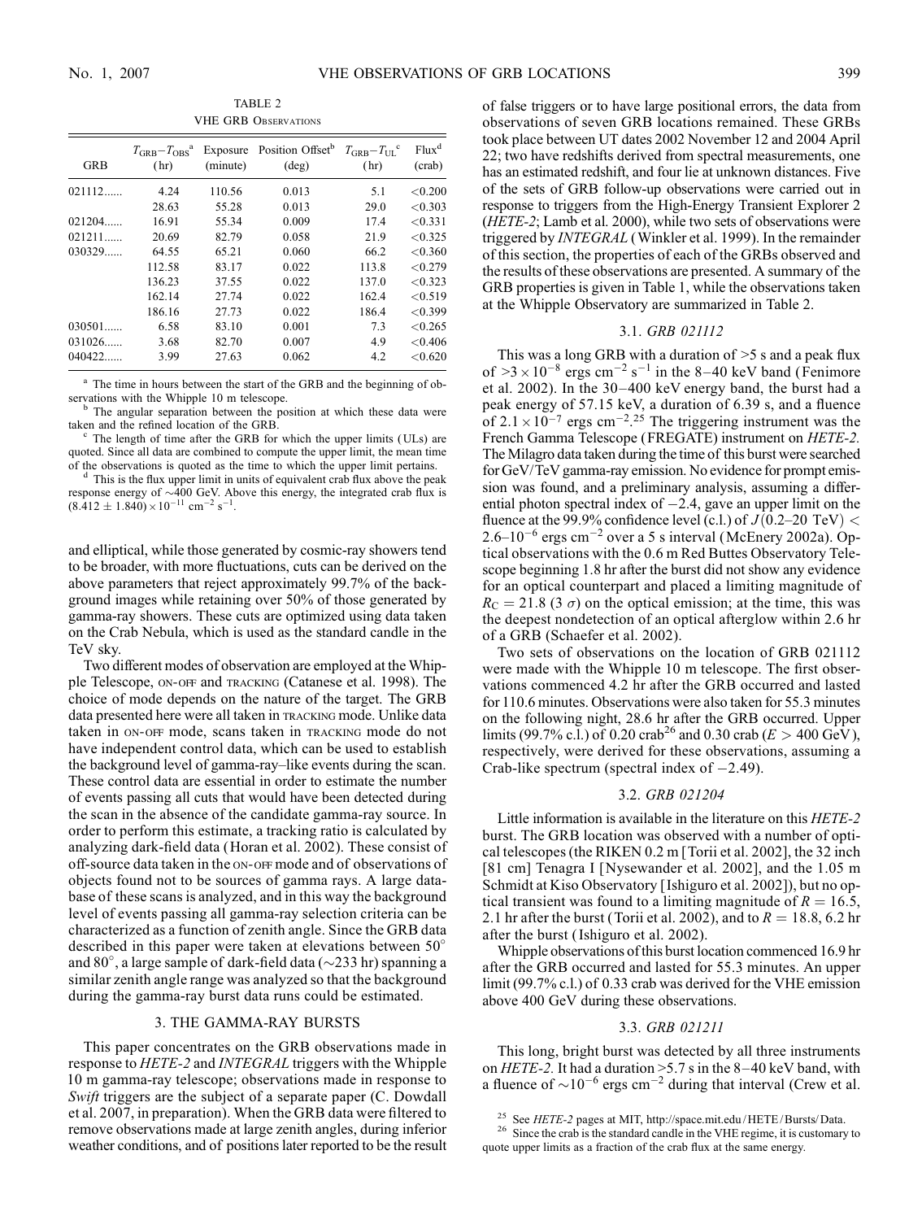TABLE 2

VHE GRB Observations

| GRB | $T_{GRB}-T_{OBS}$[a] (hr) | Exposure (minute) | Position Offset[b] (deg) | $T_{GRB}-T_{UL}$[c] (hr) | Flux[d] (crab) |
|---|---|---|---|---|---|
| 021112...... | 4.24 | 110.56 | 0.013 | 5.1 | <0.200 |
| | 28.63 | 55.28 | 0.013 | 29.0 | <0.303 |
| 021204...... | 16.91 | 55.34 | 0.009 | 17.4 | <0.331 |
| 021211...... | 20.69 | 82.79 | 0.058 | 21.9 | <0.325 |
| 030329...... | 64.55 | 65.21 | 0.060 | 66.2 | <0.360 |
| | 112.58 | 83.17 | 0.022 | 113.8 | <0.279 |
| | 136.23 | 37.55 | 0.022 | 137.0 | <0.323 |
| | 162.14 | 27.74 | 0.022 | 162.4 | <0.519 |
| | 186.16 | 27.73 | 0.022 | 186.4 | <0.399 |
| 030501...... | 6.58 | 83.10 | 0.001 | 7.3 | <0.265 |
| 031026...... | 3.68 | 82.70 | 0.007 | 4.9 | <0.406 |
| 040422...... | 3.99 | 27.63 | 0.062 | 4.2 | <0.620 |

[a] The time in hours between the start of the GRB and the beginning of observations with the Whipple 10 m telescope.

[b] The angular separation between the position at which these data were taken and the refined location of the GRB.

[c] The length of time after the GRB for which the upper limits (ULs) are quoted. Since all data are combined to compute the upper limit, the mean time of the observations is quoted as the time to which the upper limit pertains.

[d] This is the flux upper limit in units of equivalent crab flux above the peak response energy of ~400 GeV. Above this energy, the integrated crab flux is $(8.412 \pm 1.840) \times 10^{-11}$ cm$^{-2}$ s$^{-1}$.

and elliptical, while those generated by cosmic-ray showers tend to be broader, with more fluctuations, cuts can be derived on the above parameters that reject approximately 99.7% of the background images while retaining over 50% of those generated by gamma-ray showers. These cuts are optimized using data taken on the Crab Nebula, which is used as the standard candle in the TeV sky.

Two different modes of observation are employed at the Whipple Telescope, ON-OFF and TRACKING (Catanese et al. 1998). The choice of mode depends on the nature of the target. The GRB data presented here were all taken in TRACKING mode. Unlike data taken in ON-OFF mode, scans taken in TRACKING mode do not have independent control data, which can be used to establish the background level of gamma-ray–like events during the scan. These control data are essential in order to estimate the number of events passing all cuts that would have been detected during the scan in the absence of the candidate gamma-ray source. In order to perform this estimate, a tracking ratio is calculated by analyzing dark-field data (Horan et al. 2002). These consist of off-source data taken in the ON-OFF mode and of observations of objects found not to be sources of gamma rays. A large database of these scans is analyzed, and in this way the background level of events passing all gamma-ray selection criteria can be characterized as a function of zenith angle. Since the GRB data described in this paper were taken at elevations between 50° and 80°, a large sample of dark-field data (~233 hr) spanning a similar zenith angle range was analyzed so that the background during the gamma-ray burst data runs could be estimated.

## 3. THE GAMMA-RAY BURSTS

This paper concentrates on the GRB observations made in response to *HETE-2* and *INTEGRAL* triggers with the Whipple 10 m gamma-ray telescope; observations made in response to *Swift* triggers are the subject of a separate paper (C. Dowdall et al. 2007, in preparation). When the GRB data were filtered to remove observations made at large zenith angles, during inferior weather conditions, and of positions later reported to be the result of false triggers or to have large positional errors, the data from observations of seven GRB locations remained. These GRBs took place between UT dates 2002 November 12 and 2004 April 22; two have redshifts derived from spectral measurements, one has an estimated redshift, and four lie at unknown distances. Five of the sets of GRB follow-up observations were carried out in response to triggers from the High-Energy Transient Explorer 2 (*HETE-2*; Lamb et al. 2000), while two sets of observations were triggered by *INTEGRAL* (Winkler et al. 1999). In the remainder of this section, the properties of each of the GRBs observed and the results of these observations are presented. A summary of the GRB properties is given in Table 1, while the observations taken at the Whipple Observatory are summarized in Table 2.

### 3.1. *GRB 021112*

This was a long GRB with a duration of >5 s and a peak flux of $>3 \times 10^{-8}$ ergs cm$^{-2}$ s$^{-1}$ in the 8–40 keV band (Fenimore et al. 2002). In the 30–400 keV energy band, the burst had a peak energy of 57.15 keV, a duration of 6.39 s, and a fluence of $2.1 \times 10^{-7}$ ergs cm$^{-2}$.[25] The triggering instrument was the French Gamma Telescope (FREGATE) instrument on *HETE-2.* The Milagro data taken during the time of this burst were searched for GeV/TeV gamma-ray emission. No evidence for prompt emission was found, and a preliminary analysis, assuming a differential photon spectral index of −2.4, gave an upper limit on the fluence at the 99.9% confidence level (c.l.) of $J(0.2\text{–}20\ \text{TeV}) < 2.6\text{–}10^{-6}$ ergs cm$^{-2}$ over a 5 s interval (McEnery 2002a). Optical observations with the 0.6 m Red Buttes Observatory Telescope beginning 1.8 hr after the burst did not show any evidence for an optical counterpart and placed a limiting magnitude of $R_C = 21.8$ (3 $\sigma$) on the optical emission; at the time, this was the deepest nondetection of an optical afterglow within 2.6 hr of a GRB (Schaefer et al. 2002).

Two sets of observations on the location of GRB 021112 were made with the Whipple 10 m telescope. The first observations commenced 4.2 hr after the GRB occurred and lasted for 110.6 minutes. Observations were also taken for 55.3 minutes on the following night, 28.6 hr after the GRB occurred. Upper limits (99.7% c.l.) of 0.20 crab[26] and 0.30 crab ($E > 400$ GeV), respectively, were derived for these observations, assuming a Crab-like spectrum (spectral index of −2.49).

### 3.2. *GRB 021204*

Little information is available in the literature on this *HETE-2* burst. The GRB location was observed with a number of optical telescopes (the RIKEN 0.2 m [Torii et al. 2002], the 32 inch [81 cm] Tenagra I [Nysewander et al. 2002], and the 1.05 m Schmidt at Kiso Observatory [Ishiguro et al. 2002]), but no optical transient was found to a limiting magnitude of $R = 16.5$, 2.1 hr after the burst (Torii et al. 2002), and to $R = 18.8$, 6.2 hr after the burst (Ishiguro et al. 2002).

Whipple observations of this burst location commenced 16.9 hr after the GRB occurred and lasted for 55.3 minutes. An upper limit (99.7% c.l.) of 0.33 crab was derived for the VHE emission above 400 GeV during these observations.

### 3.3. *GRB 021211*

This long, bright burst was detected by all three instruments on *HETE-2*. It had a duration >5.7 s in the 8–40 keV band, with a fluence of $\sim 10^{-6}$ ergs cm$^{-2}$ during that interval (Crew et al.

[25] See *HETE-2* pages at MIT, http://space.mit.edu/HETE/Bursts/Data.

[26] Since the crab is the standard candle in the VHE regime, it is customary to quote upper limits as a fraction of the crab flux at the same energy.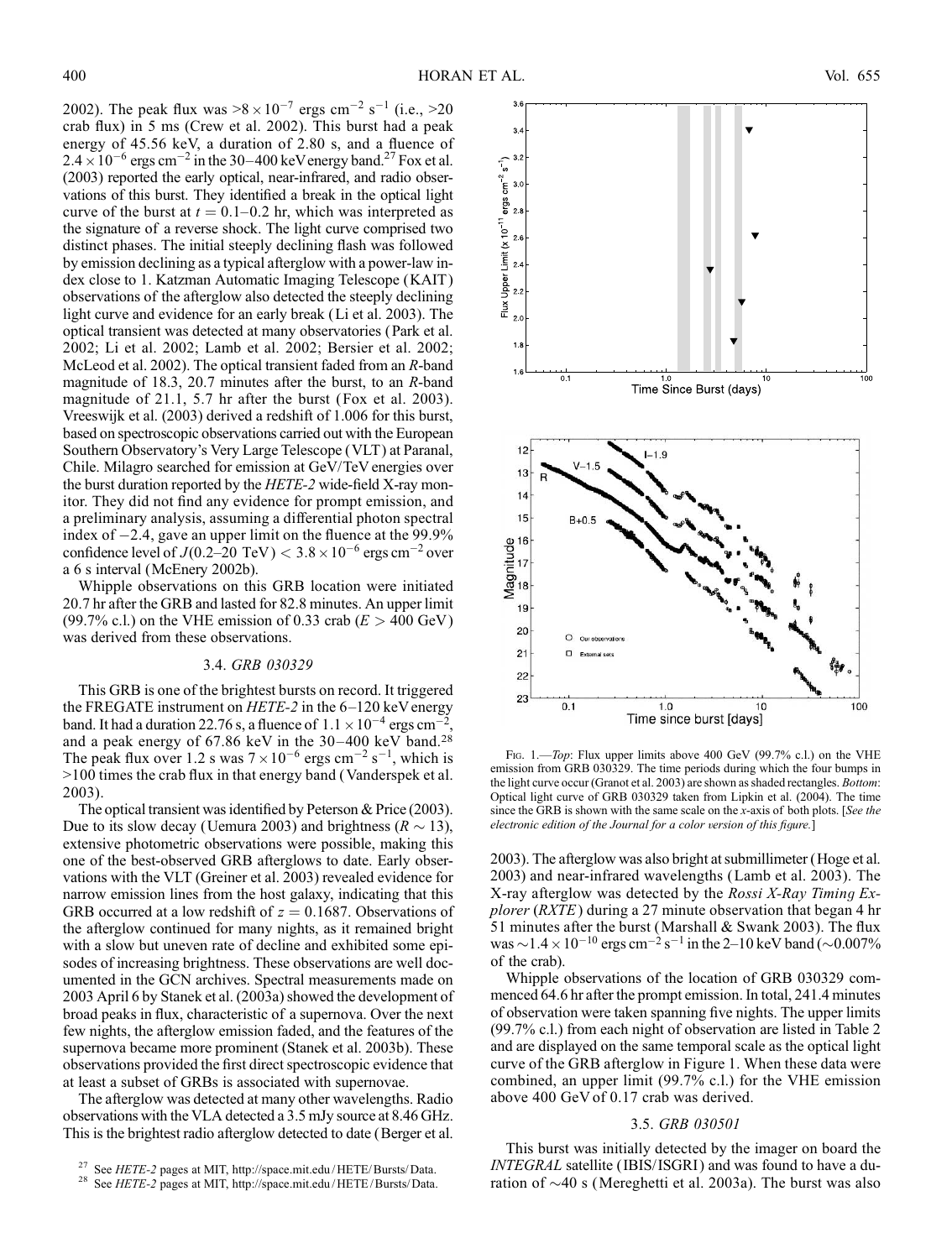2002). The peak flux was $>8 \times 10^{-7}$ ergs cm$^{-2}$ s$^{-1}$ (i.e., >20 crab flux) in 5 ms (Crew et al. 2002). This burst had a peak energy of 45.56 keV, a duration of 2.80 s, and a fluence of $2.4 \times 10^{-6}$ ergs cm$^{-2}$ in the 30–400 keV energy band.[27] Fox et al. (2003) reported the early optical, near-infrared, and radio observations of this burst. They identified a break in the optical light curve of the burst at $t = 0.1$–0.2 hr, which was interpreted as the signature of a reverse shock. The light curve comprised two distinct phases. The initial steeply declining flash was followed by emission declining as a typical afterglow with a power-law index close to 1. Katzman Automatic Imaging Telescope (KAIT) observations of the afterglow also detected the steeply declining light curve and evidence for an early break (Li et al. 2003). The optical transient was detected at many observatories (Park et al. 2002; Li et al. 2002; Lamb et al. 2002; Bersier et al. 2002; McLeod et al. 2002). The optical transient faded from an *R*-band magnitude of 18.3, 20.7 minutes after the burst, to an *R*-band magnitude of 21.1, 5.7 hr after the burst (Fox et al. 2003). Vreeswijk et al. (2003) derived a redshift of 1.006 for this burst, based on spectroscopic observations carried out with the European Southern Observatory's Very Large Telescope (VLT) at Paranal, Chile. Milagro searched for emission at GeV/TeV energies over the burst duration reported by the *HETE-2* wide-field X-ray monitor. They did not find any evidence for prompt emission, and a preliminary analysis, assuming a differential photon spectral index of −2.4, gave an upper limit on the fluence at the 99.9% confidence level of $J(0.2\text{–}20 \text{ TeV}) < 3.8 \times 10^{-6}$ ergs cm$^{-2}$ over a 6 s interval (McEnery 2002b).

Whipple observations on this GRB location were initiated 20.7 hr after the GRB and lasted for 82.8 minutes. An upper limit (99.7% c.l.) on the VHE emission of 0.33 crab ($E > 400$ GeV) was derived from these observations.

### 3.4. *GRB 030329*

This GRB is one of the brightest bursts on record. It triggered the FREGATE instrument on *HETE-2* in the 6–120 keV energy band. It had a duration 22.76 s, a fluence of $1.1 \times 10^{-4}$ ergs cm$^{-2}$, and a peak energy of 67.86 keV in the 30–400 keV band.[28] The peak flux over 1.2 s was $7 \times 10^{-6}$ ergs cm$^{-2}$ s$^{-1}$, which is >100 times the crab flux in that energy band (Vanderspek et al. 2003).

The optical transient was identified by Peterson & Price (2003). Due to its slow decay (Uemura 2003) and brightness ($R \sim 13$), extensive photometric observations were possible, making this one of the best-observed GRB afterglows to date. Early observations with the VLT (Greiner et al. 2003) revealed evidence for narrow emission lines from the host galaxy, indicating that this GRB occurred at a low redshift of $z = 0.1687$. Observations of the afterglow continued for many nights, as it remained bright with a slow but uneven rate of decline and exhibited some episodes of increasing brightness. These observations are well documented in the GCN archives. Spectral measurements made on 2003 April 6 by Stanek et al. (2003a) showed the development of broad peaks in flux, characteristic of a supernova. Over the next few nights, the afterglow emission faded, and the features of the supernova became more prominent (Stanek et al. 2003b). These observations provided the first direct spectroscopic evidence that at least a subset of GRBs is associated with supernovae.

The afterglow was detected at many other wavelengths. Radio observations with the VLA detected a 3.5 mJy source at 8.46 GHz. This is the brightest radio afterglow detected to date (Berger et al. 2003). The afterglow was also bright at submillimeter (Hoge et al. 2003) and near-infrared wavelengths (Lamb et al. 2003). The X-ray afterglow was detected by the *Rossi X-Ray Timing Explorer* (*RXTE*) during a 27 minute observation that began 4 hr 51 minutes after the burst (Marshall & Swank 2003). The flux was $\sim 1.4 \times 10^{-10}$ ergs cm$^{-2}$ s$^{-1}$ in the 2–10 keV band (~0.007% of the crab).

Fig. 1.—*Top*: Flux upper limits above 400 GeV (99.7% c.l.) on the VHE emission from GRB 030329. The time periods during which the four bumps in the light curve occur (Granot et al. 2003) are shown as shaded rectangles. *Bottom*: Optical light curve of GRB 030329 taken from Lipkin et al. (2004). The time since the GRB is shown with the same scale on the *x*-axis of both plots. [*See the electronic edition of the Journal for a color version of this figure.*]

Whipple observations of the location of GRB 030329 commenced 64.6 hr after the prompt emission. In total, 241.4 minutes of observation were taken spanning five nights. The upper limits (99.7% c.l.) from each night of observation are listed in Table 2 and are displayed on the same temporal scale as the optical light curve of the GRB afterglow in Figure 1. When these data were combined, an upper limit (99.7% c.l.) for the VHE emission above 400 GeV of 0.17 crab was derived.

### 3.5. *GRB 030501*

This burst was initially detected by the imager on board the *INTEGRAL* satellite (IBIS/ISGRI) and was found to have a duration of ~40 s (Mereghetti et al. 2003a). The burst was also

[27] See *HETE-2* pages at MIT, http://space.mit.edu/HETE/Bursts/Data.

[28] See *HETE-2* pages at MIT, http://space.mit.edu/HETE/Bursts/Data.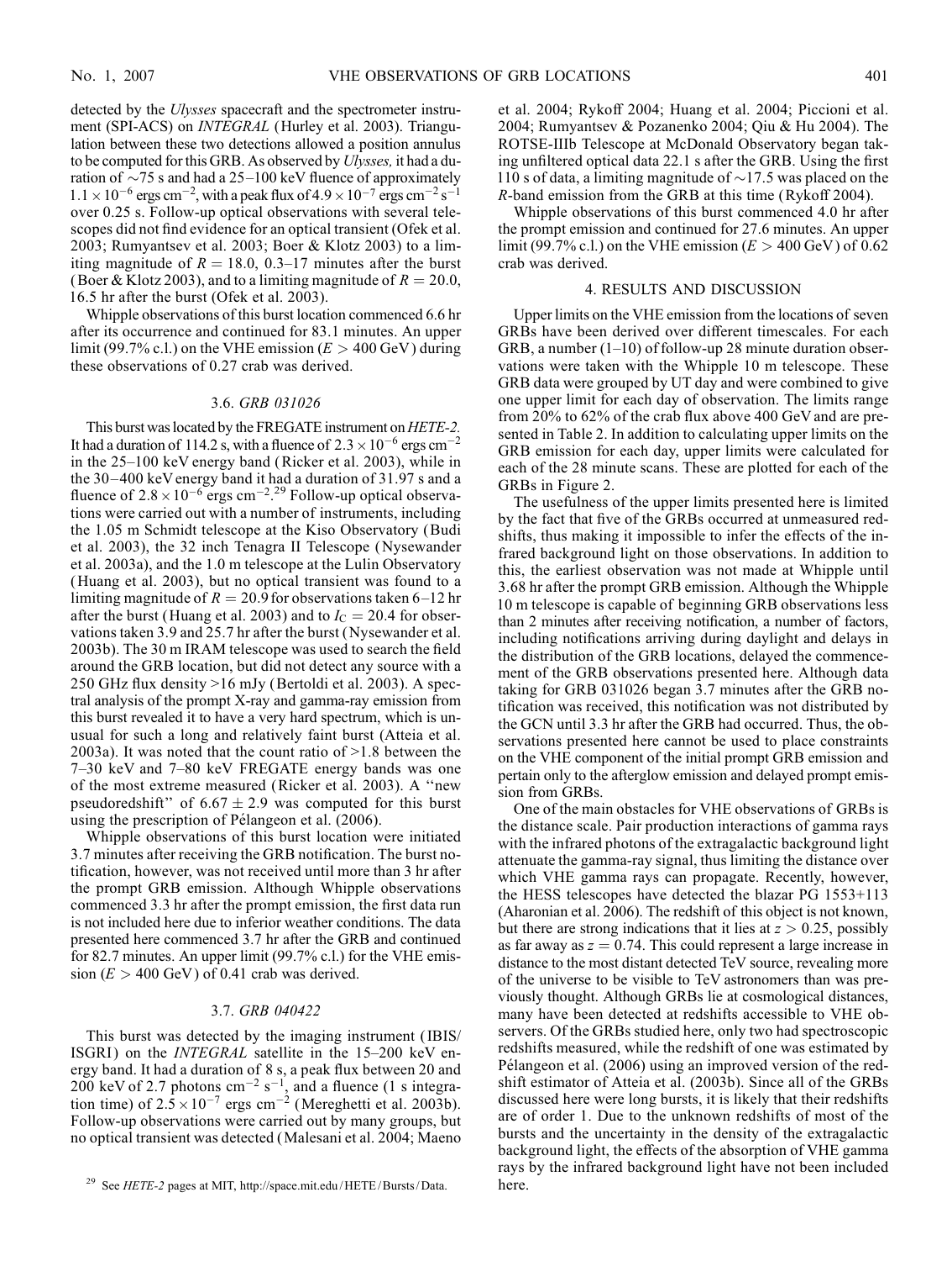detected by the *Ulysses* spacecraft and the spectrometer instrument (SPI-ACS) on *INTEGRAL* (Hurley et al. 2003). Triangulation between these two detections allowed a position annulus to be computed for this GRB. As observed by *Ulysses,* it had a duration of ~75 s and had a 25–100 keV fluence of approximately $1.1 \times 10^{-6}$ ergs cm$^{-2}$, with a peak flux of $4.9 \times 10^{-7}$ ergs cm$^{-2}$ s$^{-1}$ over 0.25 s. Follow-up optical observations with several telescopes did not find evidence for an optical transient (Ofek et al. 2003; Rumyantsev et al. 2003; Boer & Klotz 2003) to a limiting magnitude of $R = 18.0$, 0.3–17 minutes after the burst (Boer & Klotz 2003), and to a limiting magnitude of $R = 20.0$, 16.5 hr after the burst (Ofek et al. 2003).

Whipple observations of this burst location commenced 6.6 hr after its occurrence and continued for 83.1 minutes. An upper limit (99.7% c.l.) on the VHE emission ($E > 400$ GeV) during these observations of 0.27 crab was derived.

### 3.6. *GRB 031026*

This burst was located by the FREGATE instrument on *HETE-2*. It had a duration of 114.2 s, with a fluence of $2.3 \times 10^{-6}$ ergs cm$^{-2}$ in the 25–100 keV energy band (Ricker et al. 2003), while in the 30–400 keV energy band it had a duration of 31.97 s and a fluence of $2.8 \times 10^{-6}$ ergs cm$^{-2}$.[29] Follow-up optical observations were carried out with a number of instruments, including the 1.05 m Schmidt telescope at the Kiso Observatory (Budi et al. 2003), the 32 inch Tenagra II Telescope (Nysewander et al. 2003a), and the 1.0 m telescope at the Lulin Observatory (Huang et al. 2003), but no optical transient was found to a limiting magnitude of $R = 20.9$ for observations taken 6–12 hr after the burst (Huang et al. 2003) and to $I_C = 20.4$ for observations taken 3.9 and 25.7 hr after the burst (Nysewander et al. 2003b). The 30 m IRAM telescope was used to search the field around the GRB location, but did not detect any source with a 250 GHz flux density >16 mJy (Bertoldi et al. 2003). A spectral analysis of the prompt X-ray and gamma-ray emission from this burst revealed it to have a very hard spectrum, which is unusual for such a long and relatively faint burst (Atteia et al. 2003a). It was noted that the count ratio of >1.8 between the 7–30 keV and 7–80 keV FREGATE energy bands was one of the most extreme measured (Ricker et al. 2003). A ''new pseudoredshift'' of $6.67 \pm 2.9$ was computed for this burst using the prescription of Pélangeon et al. (2006).

Whipple observations of this burst location were initiated 3.7 minutes after receiving the GRB notification. The burst notification, however, was not received until more than 3 hr after the prompt GRB emission. Although Whipple observations commenced 3.3 hr after the prompt emission, the first data run is not included here due to inferior weather conditions. The data presented here commenced 3.7 hr after the GRB and continued for 82.7 minutes. An upper limit (99.7% c.l.) for the VHE emission ($E > 400$ GeV) of 0.41 crab was derived.

### 3.7. *GRB 040422*

This burst was detected by the imaging instrument (IBIS/ISGRI) on the *INTEGRAL* satellite in the 15–200 keV energy band. It had a duration of 8 s, a peak flux between 20 and 200 keV of 2.7 photons cm$^{-2}$ s$^{-1}$, and a fluence (1 s integration time) of $2.5 \times 10^{-7}$ ergs cm$^{-2}$ (Mereghetti et al. 2003b). Follow-up observations were carried out by many groups, but no optical transient was detected (Malesani et al. 2004; Maeno et al. 2004; Rykoff 2004; Huang et al. 2004; Piccioni et al. 2004; Rumyantsev & Pozanenko 2004; Qiu & Hu 2004). The ROTSE-IIIb Telescope at McDonald Observatory began taking unfiltered optical data 22.1 s after the GRB. Using the first 110 s of data, a limiting magnitude of ~17.5 was placed on the $R$-band emission from the GRB at this time (Rykoff 2004).

Whipple observations of this burst commenced 4.0 hr after the prompt emission and continued for 27.6 minutes. An upper limit (99.7% c.l.) on the VHE emission ($E > 400$ GeV) of 0.62 crab was derived.

## 4. RESULTS AND DISCUSSION

Upper limits on the VHE emission from the locations of seven GRBs have been derived over different timescales. For each GRB, a number (1–10) of follow-up 28 minute duration observations were taken with the Whipple 10 m telescope. These GRB data were grouped by UT day and were combined to give one upper limit for each day of observation. The limits range from 20% to 62% of the crab flux above 400 GeV and are presented in Table 2. In addition to calculating upper limits on the GRB emission for each day, upper limits were calculated for each of the 28 minute scans. These are plotted for each of the GRBs in Figure 2.

The usefulness of the upper limits presented here is limited by the fact that five of the GRBs occurred at unmeasured redshifts, thus making it impossible to infer the effects of the infrared background light on those observations. In addition to this, the earliest observation was not made at Whipple until 3.68 hr after the prompt GRB emission. Although the Whipple 10 m telescope is capable of beginning GRB observations less than 2 minutes after receiving notification, a number of factors, including notifications arriving during daylight and delays in the distribution of the GRB locations, delayed the commencement of the GRB observations presented here. Although data taking for GRB 031026 began 3.7 minutes after the GRB notification was received, this notification was not distributed by the GCN until 3.3 hr after the GRB had occurred. Thus, the observations presented here cannot be used to place constraints on the VHE component of the initial prompt GRB emission and pertain only to the afterglow emission and delayed prompt emission from GRBs.

One of the main obstacles for VHE observations of GRBs is the distance scale. Pair production interactions of gamma rays with the infrared photons of the extragalactic background light attenuate the gamma-ray signal, thus limiting the distance over which VHE gamma rays can propagate. Recently, however, the HESS telescopes have detected the blazar PG 1553+113 (Aharonian et al. 2006). The redshift of this object is not known, but there are strong indications that it lies at $z > 0.25$, possibly as far away as $z = 0.74$. This could represent a large increase in distance to the most distant detected TeV source, revealing more of the universe to be visible to TeV astronomers than was previously thought. Although GRBs lie at cosmological distances, many have been detected at redshifts accessible to VHE observers. Of the GRBs studied here, only two had spectroscopic redshifts measured, while the redshift of one was estimated by Pélangeon et al. (2006) using an improved version of the redshift estimator of Atteia et al. (2003b). Since all of the GRBs discussed here were long bursts, it is likely that their redshifts are of order 1. Due to the unknown redshifts of most of the bursts and the uncertainty in the density of the extragalactic background light, the effects of the absorption of VHE gamma rays by the infrared background light have not been included here.

[29] See *HETE-2* pages at MIT, http://space.mit.edu/HETE/Bursts/Data.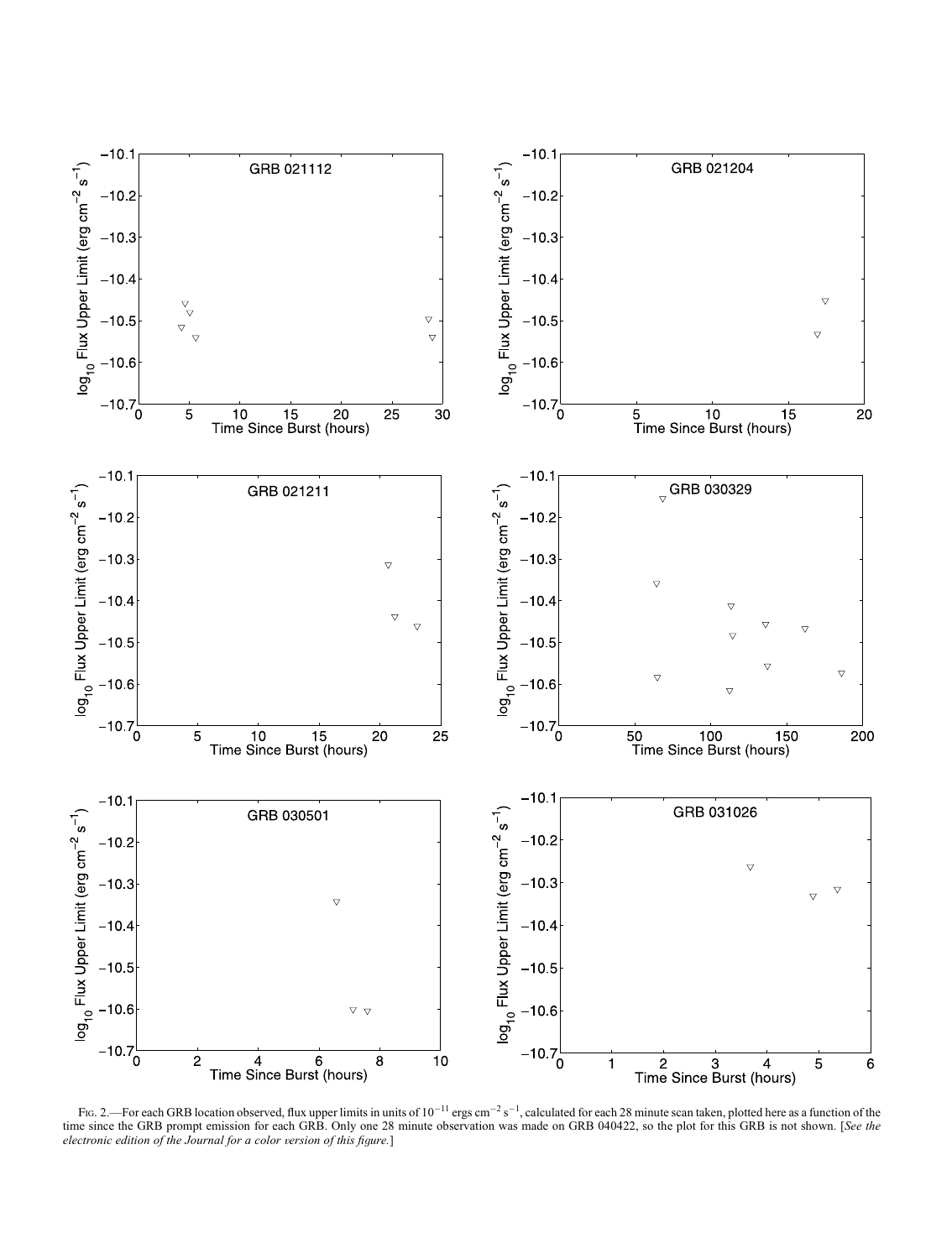Fig. 2.—For each GRB location observed, flux upper limits in units of $10^{-11}$ ergs cm$^{-2}$ s$^{-1}$, calculated for each 28 minute scan taken, plotted here as a function of the time since the GRB prompt emission for each GRB. Only one 28 minute observation was made on GRB 040422, so the plot for this GRB is not shown. [*See the electronic edition of the Journal for a color version of this figure.*]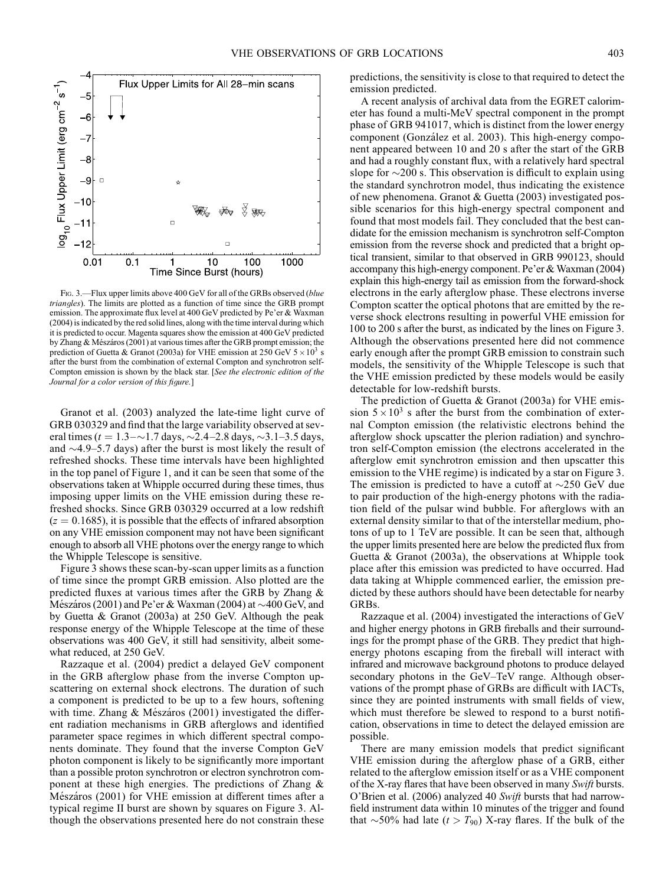Fig. 3.—Flux upper limits above 400 GeV for all of the GRBs observed (*blue triangles*). The limits are plotted as a function of time since the GRB prompt emission. The approximate flux level at 400 GeV predicted by Pe'er & Waxman (2004) is indicated by the red solid lines, along with the time interval during which it is predicted to occur. Magenta squares show the emission at 400 GeV predicted by Zhang & Mészáros (2001) at various times after the GRB prompt emission; the prediction of Guetta & Granot (2003a) for VHE emission at 250 GeV $5 \times 10^3$ s after the burst from the combination of external Compton and synchrotron self-Compton emission is shown by the black star. [*See the electronic edition of the Journal for a color version of this figure.*]

Granot et al. (2003) analyzed the late-time light curve of GRB 030329 and find that the large variability observed at several times ($t = 1.3$–$\sim$1.7 days, $\sim$2.4–2.8 days, $\sim$3.1–3.5 days, and $\sim$4.9–5.7 days) after the burst is most likely the result of refreshed shocks. These time intervals have been highlighted in the top panel of Figure 1, and it can be seen that some of the observations taken at Whipple occurred during these times, thus imposing upper limits on the VHE emission during these refreshed shocks. Since GRB 030329 occurred at a low redshift ($z = 0.1685$), it is possible that the effects of infrared absorption on any VHE emission component may not have been significant enough to absorb all VHE photons over the energy range to which the Whipple Telescope is sensitive.

Figure 3 shows these scan-by-scan upper limits as a function of time since the prompt GRB emission. Also plotted are the predicted fluxes at various times after the GRB by Zhang & Mészáros (2001) and Pe'er & Waxman (2004) at $\sim$400 GeV, and by Guetta & Granot (2003a) at 250 GeV. Although the peak response energy of the Whipple Telescope at the time of these observations was 400 GeV, it still had sensitivity, albeit somewhat reduced, at 250 GeV.

Razzaque et al. (2004) predict a delayed GeV component in the GRB afterglow phase from the inverse Compton upscattering on external shock electrons. The duration of such a component is predicted to be up to a few hours, softening with time. Zhang & Mészáros (2001) investigated the different radiation mechanisms in GRB afterglows and identified parameter space regimes in which different spectral components dominate. They found that the inverse Compton GeV photon component is likely to be significantly more important than a possible proton synchrotron or electron synchrotron component at these high energies. The predictions of Zhang & Mészáros (2001) for VHE emission at different times after a typical regime II burst are shown by squares on Figure 3. Although the observations presented here do not constrain these predictions, the sensitivity is close to that required to detect the emission predicted.

A recent analysis of archival data from the EGRET calorimeter has found a multi-MeV spectral component in the prompt phase of GRB 941017, which is distinct from the lower energy component (González et al. 2003). This high-energy component appeared between 10 and 20 s after the start of the GRB and had a roughly constant flux, with a relatively hard spectral slope for $\sim$200 s. This observation is difficult to explain using the standard synchrotron model, thus indicating the existence of new phenomena. Granot & Guetta (2003) investigated possible scenarios for this high-energy spectral component and found that most models fail. They concluded that the best candidate for the emission mechanism is synchrotron self-Compton emission from the reverse shock and predicted that a bright optical transient, similar to that observed in GRB 990123, should accompany this high-energy component. Pe'er & Waxman (2004) explain this high-energy tail as emission from the forward-shock electrons in the early afterglow phase. These electrons inverse Compton scatter the optical photons that are emitted by the reverse shock electrons resulting in powerful VHE emission for 100 to 200 s after the burst, as indicated by the lines on Figure 3. Although the observations presented here did not commence early enough after the prompt GRB emission to constrain such models, the sensitivity of the Whipple Telescope is such that the VHE emission predicted by these models would be easily detectable for low-redshift bursts.

The prediction of Guetta & Granot (2003a) for VHE emission $5 \times 10^3$ s after the burst from the combination of external Compton emission (the relativistic electrons behind the afterglow shock upscatter the plerion radiation) and synchrotron self-Compton emission (the electrons accelerated in the afterglow emit synchrotron emission and then upscatter this emission to the VHE regime) is indicated by a star on Figure 3. The emission is predicted to have a cutoff at $\sim$250 GeV due to pair production of the high-energy photons with the radiation field of the pulsar wind bubble. For afterglows with an external density similar to that of the interstellar medium, photons of up to 1 TeV are possible. It can be seen that, although the upper limits presented here are below the predicted flux from Guetta & Granot (2003a), the observations at Whipple took place after this emission was predicted to have occurred. Had data taking at Whipple commenced earlier, the emission predicted by these authors should have been detectable for nearby GRBs.

Razzaque et al. (2004) investigated the interactions of GeV and higher energy photons in GRB fireballs and their surroundings for the prompt phase of the GRB. They predict that high-energy photons escaping from the fireball will interact with infrared and microwave background photons to produce delayed secondary photons in the GeV–TeV range. Although observations of the prompt phase of GRBs are difficult with IACTs, since they are pointed instruments with small fields of view, which must therefore be slewed to respond to a burst notification, observations in time to detect the delayed emission are possible.

There are many emission models that predict significant VHE emission during the afterglow phase of a GRB, either related to the afterglow emission itself or as a VHE component of the X-ray flares that have been observed in many *Swift* bursts. O'Brien et al. (2006) analyzed 40 *Swift* bursts that had narrow-field instrument data within 10 minutes of the trigger and found that $\sim$50% had late ($t > T_{90}$) X-ray flares. If the bulk of the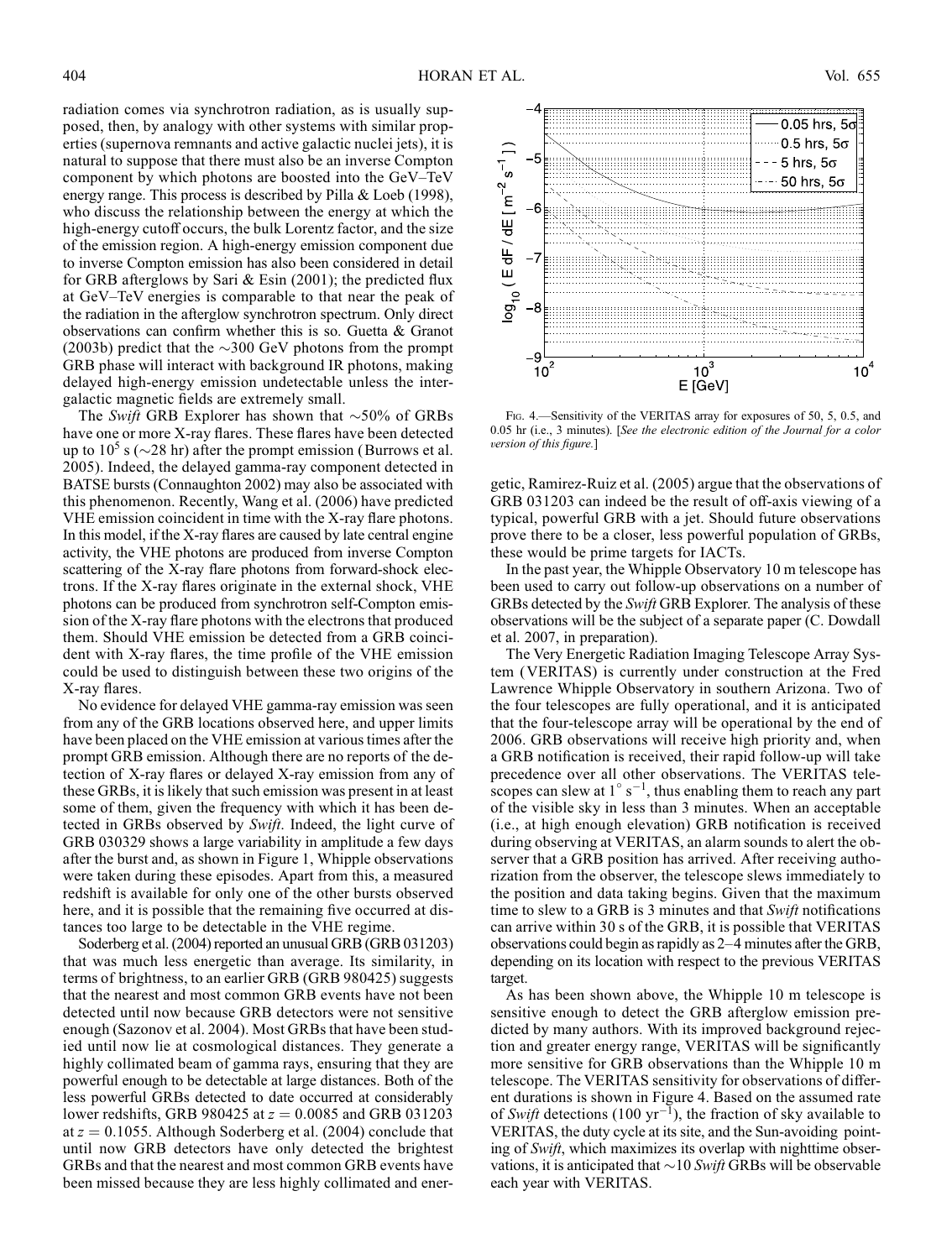radiation comes via synchrotron radiation, as is usually supposed, then, by analogy with other systems with similar properties (supernova remnants and active galactic nuclei jets), it is natural to suppose that there must also be an inverse Compton component by which photons are boosted into the GeV–TeV energy range. This process is described by Pilla & Loeb (1998), who discuss the relationship between the energy at which the high-energy cutoff occurs, the bulk Lorentz factor, and the size of the emission region. A high-energy emission component due to inverse Compton emission has also been considered in detail for GRB afterglows by Sari & Esin (2001); the predicted flux at GeV–TeV energies is comparable to that near the peak of the radiation in the afterglow synchrotron spectrum. Only direct observations can confirm whether this is so. Guetta & Granot (2003b) predict that the ~300 GeV photons from the prompt GRB phase will interact with background IR photons, making delayed high-energy emission undetectable unless the intergalactic magnetic fields are extremely small.

The *Swift* GRB Explorer has shown that ~50% of GRBs have one or more X-ray flares. These flares have been detected up to $10^5$ s (~28 hr) after the prompt emission (Burrows et al. 2005). Indeed, the delayed gamma-ray component detected in BATSE bursts (Connaughton 2002) may also be associated with this phenomenon. Recently, Wang et al. (2006) have predicted VHE emission coincident in time with the X-ray flare photons. In this model, if the X-ray flares are caused by late central engine activity, the VHE photons are produced from inverse Compton scattering of the X-ray flare photons from forward-shock electrons. If the X-ray flares originate in the external shock, VHE photons can be produced from synchrotron self-Compton emission of the X-ray flare photons with the electrons that produced them. Should VHE emission be detected from a GRB coincident with X-ray flares, the time profile of the VHE emission could be used to distinguish between these two origins of the X-ray flares.

No evidence for delayed VHE gamma-ray emission was seen from any of the GRB locations observed here, and upper limits have been placed on the VHE emission at various times after the prompt GRB emission. Although there are no reports of the detection of X-ray flares or delayed X-ray emission from any of these GRBs, it is likely that such emission was present in at least some of them, given the frequency with which it has been detected in GRBs observed by *Swift*. Indeed, the light curve of GRB 030329 shows a large variability in amplitude a few days after the burst and, as shown in Figure 1, Whipple observations were taken during these episodes. Apart from this, a measured redshift is available for only one of the other bursts observed here, and it is possible that the remaining five occurred at distances too large to be detectable in the VHE regime.

Soderberg et al. (2004) reported an unusual GRB (GRB 031203) that was much less energetic than average. Its similarity, in terms of brightness, to an earlier GRB (GRB 980425) suggests that the nearest and most common GRB events have not been detected until now because GRB detectors were not sensitive enough (Sazonov et al. 2004). Most GRBs that have been studied until now lie at cosmological distances. They generate a highly collimated beam of gamma rays, ensuring that they are powerful enough to be detectable at large distances. Both of the less powerful GRBs detected to date occurred at considerably lower redshifts, GRB 980425 at $z = 0.0085$ and GRB 031203 at $z = 0.1055$. Although Soderberg et al. (2004) conclude that until now GRB detectors have only detected the brightest GRBs and that the nearest and most common GRB events have been missed because they are less highly collimated and energetic, Ramirez-Ruiz et al. (2005) argue that the observations of GRB 031203 can indeed be the result of off-axis viewing of a typical, powerful GRB with a jet. Should future observations prove there to be a closer, less powerful population of GRBs, these would be prime targets for IACTs.

In the past year, the Whipple Observatory 10 m telescope has been used to carry out follow-up observations on a number of GRBs detected by the *Swift* GRB Explorer. The analysis of these observations will be the subject of a separate paper (C. Dowdall et al. 2007, in preparation).

The Very Energetic Radiation Imaging Telescope Array System (VERITAS) is currently under construction at the Fred Lawrence Whipple Observatory in southern Arizona. Two of the four telescopes are fully operational, and it is anticipated that the four-telescope array will be operational by the end of 2006. GRB observations will receive high priority and, when a GRB notification is received, their rapid follow-up will take precedence over all other observations. The VERITAS telescopes can slew at $1^\circ$ s$^{-1}$, thus enabling them to reach any part of the visible sky in less than 3 minutes. When an acceptable (i.e., at high enough elevation) GRB notification is received during observing at VERITAS, an alarm sounds to alert the observer that a GRB position has arrived. After receiving authorization from the observer, the telescope slews immediately to the position and data taking begins. Given that the maximum time to slew to a GRB is 3 minutes and that *Swift* notifications can arrive within 30 s of the GRB, it is possible that VERITAS observations could begin as rapidly as 2–4 minutes after the GRB, depending on its location with respect to the previous VERITAS target.

As has been shown above, the Whipple 10 m telescope is sensitive enough to detect the GRB afterglow emission predicted by many authors. With its improved background rejection and greater energy range, VERITAS will be significantly more sensitive for GRB observations than the Whipple 10 m telescope. The VERITAS sensitivity for observations of different durations is shown in Figure 4. Based on the assumed rate of *Swift* detections (100 yr$^{-1}$), the fraction of sky available to VERITAS, the duty cycle at its site, and the Sun-avoiding pointing of *Swift*, which maximizes its overlap with nighttime observations, it is anticipated that ~10 *Swift* GRBs will be observable each year with VERITAS.

Fig. 4.—Sensitivity of the VERITAS array for exposures of 50, 5, 0.5, and 0.05 hr (i.e., 3 minutes). [*See the electronic edition of the Journal for a color version of this figure.*]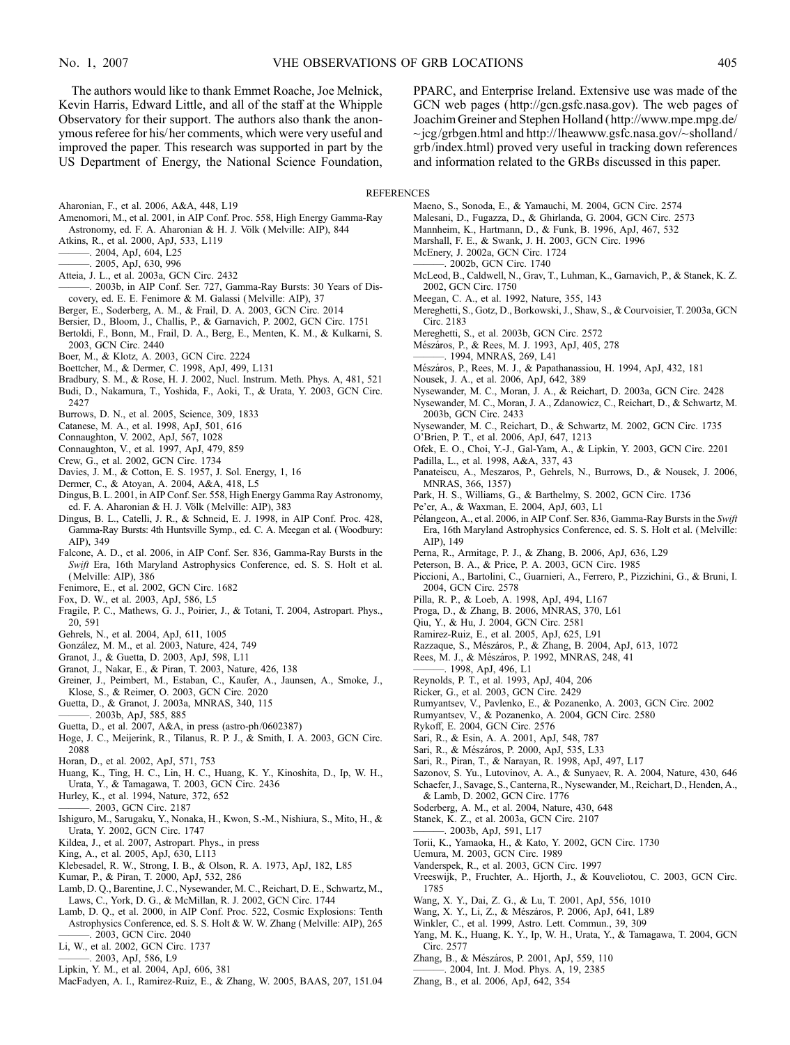The authors would like to thank Emmet Roache, Joe Melnick, Kevin Harris, Edward Little, and all of the staff at the Whipple Observatory for their support. The authors also thank the anonymous referee for his/her comments, which were very useful and improved the paper. This research was supported in part by the US Department of Energy, the National Science Foundation, PPARC, and Enterprise Ireland. Extensive use was made of the GCN web pages (http://gcn.gsfc.nasa.gov). The web pages of Joachim Greiner and Stephen Holland (http://www.mpe.mpg.de/~jcg/grbgen.html and http://lheawww.gsfc.nasa.gov/~sholland/grb/index.html) proved very useful in tracking down references and information related to the GRBs discussed in this paper.

## REFERENCES

Aharonian, F., et al. 2006, A&A, 448, L19
Amenomori, M., et al. 2001, in AIP Conf. Proc. 558, High Energy Gamma-Ray Astronomy, ed. F. A. Aharonian & H. J. Völk (Melville: AIP), 844
Atkins, R., et al. 2000, ApJ, 533, L119
———. 2004, ApJ, 604, L25
———. 2005, ApJ, 630, 996
Atteia, J. L., et al. 2003a, GCN Circ. 2432
———. 2003b, in AIP Conf. Ser. 727, Gamma-Ray Bursts: 30 Years of Discovery, ed. E. E. Fenimore & M. Galassi (Melville: AIP), 37
Berger, E., Soderberg, A. M., & Frail, D. A. 2003, GCN Circ. 2014
Bersier, D., Bloom, J., Challis, P., & Garnavich, P. 2002, GCN Circ. 1751
Bertoldi, F., Bonn, M., Frail, D. A., Berg, E., Menten, K. M., & Kulkarni, S. 2003, GCN Circ. 2440
Boer, M., & Klotz, A. 2003, GCN Circ. 2224
Boettcher, M., & Dermer, C. 1998, ApJ, 499, L131
Bradbury, S. M., & Rose, H. J. 2002, Nucl. Instrum. Meth. Phys. A, 481, 521
Budi, D., Nakamura, T., Yoshida, F., Aoki, T., & Urata, Y. 2003, GCN Circ. 2427
Burrows, D. N., et al. 2005, Science, 309, 1833
Catanese, M. A., et al. 1998, ApJ, 501, 616
Connaughton, V. 2002, ApJ, 567, 1028
Connaughton, V., et al. 1997, ApJ, 479, 859
Crew, G., et al. 2002, GCN Circ. 1734
Davies, J. M., & Cotton, E. S. 1957, J. Sol. Energy, 1, 16
Dermer, C., & Atoyan, A. 2004, A&A, 418, L5
Dingus, B. L. 2001, in AIP Conf. Ser. 558, High Energy Gamma Ray Astronomy, ed. F. A. Aharonian & H. J. Völk (Melville: AIP), 383
Dingus, B. L., Catelli, J. R., & Schneid, E. J. 1998, in AIP Conf. Proc. 428, Gamma-Ray Bursts: 4th Huntsville Symp., ed. C. A. Meegan et al. (Woodbury: AIP), 349
Falcone, A. D., et al. 2006, in AIP Conf. Ser. 836, Gamma-Ray Bursts in the *Swift* Era, 16th Maryland Astrophysics Conference, ed. S. S. Holt et al. (Melville: AIP), 386
Fenimore, E., et al. 2002, GCN Circ. 1682
Fox, D. W., et al. 2003, ApJ, 586, L5
Fragile, P. C., Mathews, G. J., Poirier, J., & Totani, T. 2004, Astropart. Phys., 20, 591
Gehrels, N., et al. 2004, ApJ, 611, 1005
González, M. M., et al. 2003, Nature, 424, 749
Granot, J., & Guetta, D. 2003, ApJ, 598, L11
Granot, J., Nakar, E., & Piran, T. 2003, Nature, 426, 138
Greiner, J., Peimbert, M., Estaban, C., Kaufer, A., Jaunsen, A., Smoke, J., Klose, S., & Reimer, O. 2003, GCN Circ. 2020
Guetta, D., & Granot, J. 2003a, MNRAS, 340, 115
———. 2003b, ApJ, 585, 885
Guetta, D., et al. 2007, A&A, in press (astro-ph/0602387)
Hoge, J. C., Meijerink, R., Tilanus, R. P. J., & Smith, I. A. 2003, GCN Circ. 2088
Horan, D., et al. 2002, ApJ, 571, 753
Huang, K., Ting, H. C., Lin, H. C., Huang, K. Y., Kinoshita, D., Ip, W. H., Urata, Y., & Tamagawa, T. 2003, GCN Circ. 2436
Hurley, K., et al. 1994, Nature, 372, 652
———. 2003, GCN Circ. 2187
Ishiguro, M., Sarugaku, Y., Nonaka, H., Kwon, S.-M., Nishiura, S., Mito, H., & Urata, Y. 2002, GCN Circ. 1747
Kildea, J., et al. 2007, Astropart. Phys., in press
King, A., et al. 2005, ApJ, 630, L113
Klebesadel, R. W., Strong, I. B., & Olson, R. A. 1973, ApJ, 182, L85
Kumar, P., & Piran, T. 2000, ApJ, 532, 286
Lamb, D. Q., Barentine, J. C., Nysewander, M. C., Reichart, D. E., Schwartz, M., Laws, C., York, D. G., & McMillan, R. J. 2002, GCN Circ. 1744
Lamb, D. Q., et al. 2000, in AIP Conf. Proc. 522, Cosmic Explosions: Tenth Astrophysics Conference, ed. S. S. Holt & W. W. Zhang (Melville: AIP), 265
———. 2003, GCN Circ. 2040
Li, W., et al. 2002, GCN Circ. 1737
———. 2003, ApJ, 586, L9
Lipkin, Y. M., et al. 2004, ApJ, 606, 381
MacFadyen, A. I., Ramirez-Ruiz, E., & Zhang, W. 2005, BAAS, 207, 151.04
Maeno, S., Sonoda, E., & Yamauchi, M. 2004, GCN Circ. 2574
Malesani, D., Fugazza, D., & Ghirlanda, G. 2004, GCN Circ. 2573
Mannheim, K., Hartmann, D., & Funk, B. 1996, ApJ, 467, 532
Marshall, F. E., & Swank, J. H. 2003, GCN Circ. 1996
McEnery, J. 2002a, GCN Circ. 1724
———. 2002b, GCN Circ. 1740
McLeod, B., Caldwell, N., Grav, T., Luhman, K., Garnavich, P., & Stanek, K. Z. 2002, GCN Circ. 1750
Meegan, C. A., et al. 1992, Nature, 355, 143
Mereghetti, S., Gotz, D., Borkowski, J., Shaw, S., & Courvoisier, T. 2003a, GCN Circ. 2183
Mereghetti, S., et al. 2003b, GCN Circ. 2572
Mészáros, P., & Rees, M. J. 1993, ApJ, 405, 278
———. 1994, MNRAS, 269, L41
Mészáros, P., Rees, M. J., & Papathanassiou, H. 1994, ApJ, 432, 181
Nousek, J. A., et al. 2006, ApJ, 642, 389
Nysewander, M. C., Moran, J. A., & Reichart, D. 2003a, GCN Circ. 2428
Nysewander, M. C., Moran, J. A., Zdanowicz, C., Reichart, D., & Schwartz, M. 2003b, GCN Circ. 2433
Nysewander, M. C., Reichart, D., & Schwartz, M. 2002, GCN Circ. 1735
O'Brien, P. T., et al. 2006, ApJ, 647, 1213
Ofek, E. O., Choi, Y.-J., Gal-Yam, A., & Lipkin, Y. 2003, GCN Circ. 2201
Padilla, L., et al. 1998, A&A, 337, 43
Panateiscu, A., Meszaros, P., Gehrels, N., Burrows, D., & Nousek, J. 2006, MNRAS, 366, 1357)
Park, H. S., Williams, G., & Barthelmy, S. 2002, GCN Circ. 1736
Pe'er, A., & Waxman, E. 2004, ApJ, 603, L1
Pélangeon, A., et al. 2006, in AIP Conf. Ser. 836, Gamma-Ray Bursts in the *Swift* Era, 16th Maryland Astrophysics Conference, ed. S. S. Holt et al. (Melville: AIP), 149
Perna, R., Armitage, P. J., & Zhang, B. 2006, ApJ, 636, L29
Peterson, B. A., & Price, P. A. 2003, GCN Circ. 1985
Piccioni, A., Bartolini, C., Guarnieri, A., Ferrero, P., Pizzichini, G., & Bruni, I. 2004, GCN Circ. 2578
Pilla, R. P., & Loeb, A. 1998, ApJ, 494, L167
Proga, D., & Zhang, B. 2006, MNRAS, 370, L61
Qiu, Y., & Hu, J. 2004, GCN Circ. 2581
Ramirez-Ruiz, E., et al. 2005, ApJ, 625, L91
Razzaque, S., Mészáros, P., & Zhang, B. 2004, ApJ, 613, 1072
Rees, M. J., & Mészáros, P. 1992, MNRAS, 248, 41
———. 1998, ApJ, 496, L1
Reynolds, P. T., et al. 1993, ApJ, 404, 206
Ricker, G., et al. 2003, GCN Circ. 2429
Rumyantsev, V., Pavlenko, E., & Pozanenko, A. 2003, GCN Circ. 2002
Rumyantsev, V., & Pozanenko, A. 2004, GCN Circ. 2580
Rykoff, E. 2004, GCN Circ. 2576
Sari, R., & Esin, A. A. 2001, ApJ, 548, 787
Sari, R., & Mészáros, P. 2000, ApJ, 535, L33
Sari, R., Piran, T., & Narayan, R. 1998, ApJ, 497, L17
Sazonov, S. Yu., Lutovinov, A. A., & Sunyaev, R. A. 2004, Nature, 430, 646
Schaefer, J., Savage, S., Canterna, R., Nysewander, M., Reichart, D., Henden, A., & Lamb, D. 2002, GCN Circ. 1776
Soderberg, A. M., et al. 2004, Nature, 430, 648
Stanek, K. Z., et al. 2003a, GCN Circ. 2107
———. 2003b, ApJ, 591, L17
Torii, K., Yamaoka, H., & Kato, Y. 2002, GCN Circ. 1730
Uemura, M. 2003, GCN Circ. 1989
Vanderspek, R., et al. 2003, GCN Circ. 1997
Vreeswijk, P., Fruchter, A.. Hjorth, J., & Kouveliotou, C. 2003, GCN Circ. 1785
Wang, X. Y., Dai, Z. G., & Lu, T. 2001, ApJ, 556, 1010
Wang, X. Y., Li, Z., & Mészáros, P. 2006, ApJ, 641, L89
Winkler, C., et al. 1999, Astro. Lett. Commun., 39, 309
Yang, M. K., Huang, K. Y., Ip, W. H., Urata, Y., & Tamagawa, T. 2004, GCN Circ. 2577
Zhang, B., & Mészáros, P. 2001, ApJ, 559, 110
———. 2004, Int. J. Mod. Phys. A, 19, 2385
Zhang, B., et al. 2006, ApJ, 642, 354